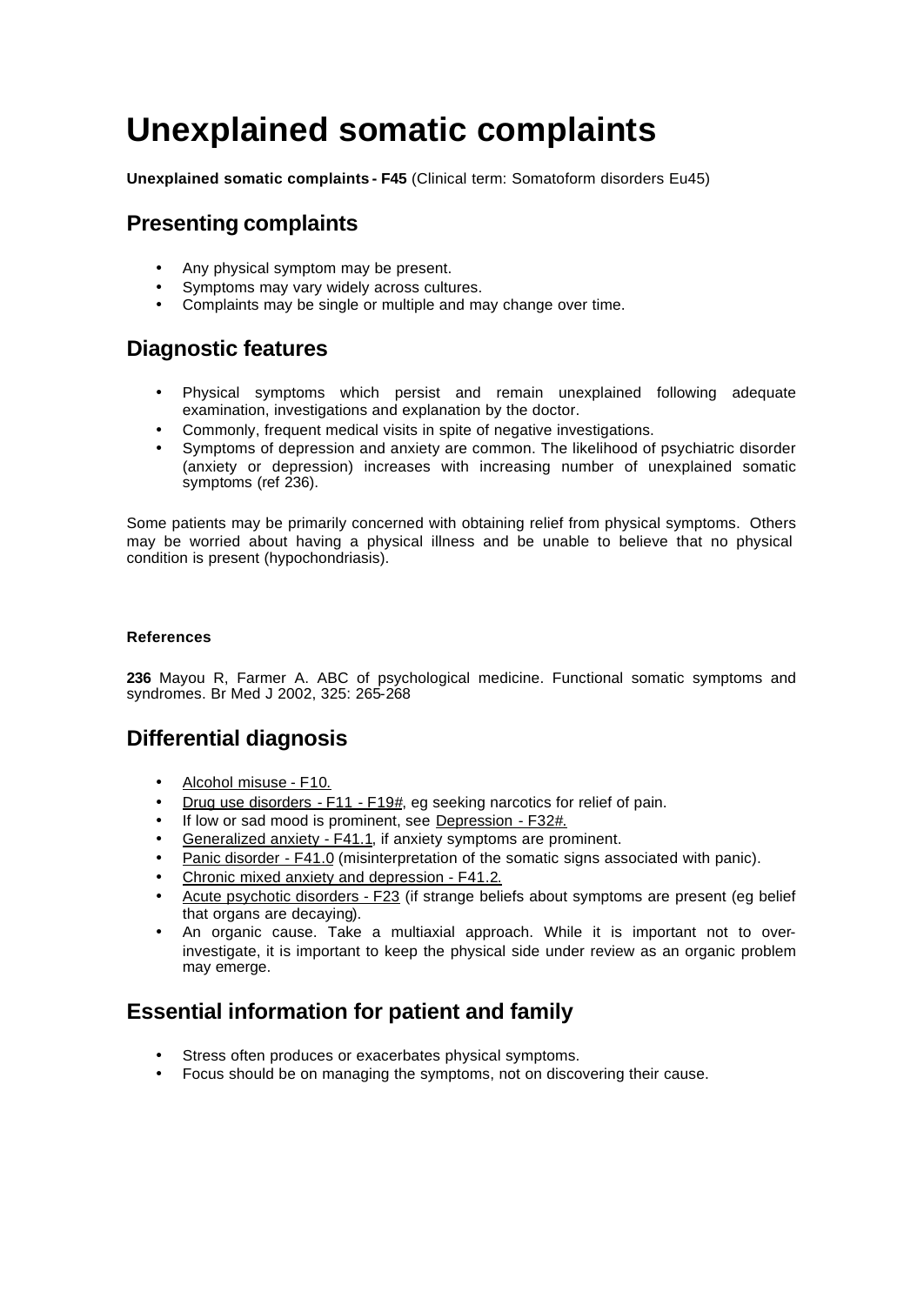# Unexplained somatic complaints

**Unexplained somatic complaints - F45** (Clinical term: Somatoform disorders Eu45)

## Presenting complaints

- Any physical symptom may be present.
- Symptoms may vary widely across cultures.
- Complaints may be single or multiple and may change over time.

## Diagnostic features

- Physical symptoms which persist and remain unexplained following adequate examination, investigations and explanation by the doctor.
- Commonly, frequent medical visits in spite of negative investigations.
- Symptoms of depression and anxiety are common. The likelihood of psychiatric disorder (anxiety or depression) increases with increasing number of unexplained somatic symptoms (ref 236).

Some patients may be primarily concerned with obtaining relief from physical symptoms. Others may be worried about having a physical illness and be unable to believe that no physical condition is present (hypochondriasis).

#### References

**236** Mayou R, Farmer A. ABC of psychological medicine. Functional somatic symptoms and syndromes. Br Med J 2002, 325: 265-268

## Differential diagnosis

- Alcohol misuse - F10.
- Drug use disorders - F11 - F19#, eg seeking narcotics for relief of pain.
- If low or sad mood is prominent, see Depression - F32#.
- Generalized anxiety - F41.1, if anxiety symptoms are prominent.
- Panic disorder - F41.0 (misinterpretation of the somatic signs associated with panic).
- Chronic mixed anxiety and depression - F41.2.
- Acute psychotic disorders - F23 (if strange beliefs about symptoms are present (eg belief that organs are decaying).
- An organic cause. Take a multiaxial approach. While it is important not to over-investigate, it is important to keep the physical side under review as an organic problem may emerge.

## Essential information for patient and family

- Stress often produces or exacerbates physical symptoms.
- Focus should be on managing the symptoms, not on discovering their cause.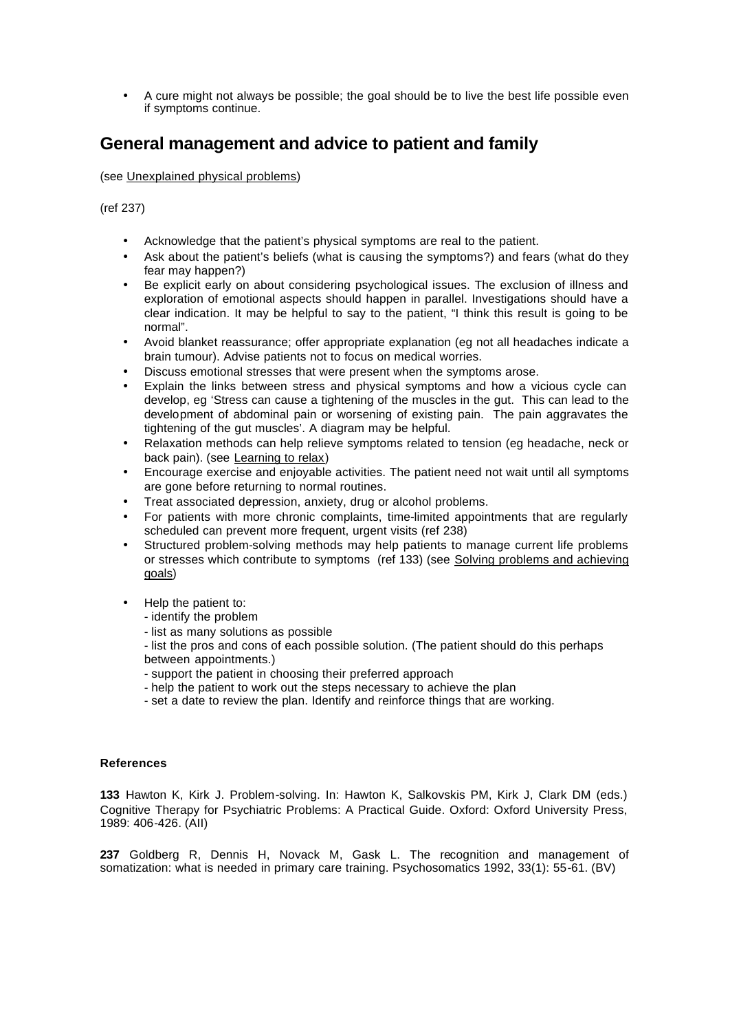- A cure might not always be possible; the goal should be to live the best life possible even if symptoms continue.

## General management and advice to patient and family

(see Unexplained physical problems)

(ref 237)

- Acknowledge that the patient's physical symptoms are real to the patient.
- Ask about the patient's beliefs (what is causing the symptoms?) and fears (what do they fear may happen?)
- Be explicit early on about considering psychological issues. The exclusion of illness and exploration of emotional aspects should happen in parallel. Investigations should have a clear indication. It may be helpful to say to the patient, "I think this result is going to be normal".
- Avoid blanket reassurance; offer appropriate explanation (eg not all headaches indicate a brain tumour). Advise patients not to focus on medical worries.
- Discuss emotional stresses that were present when the symptoms arose.
- Explain the links between stress and physical symptoms and how a vicious cycle can develop, eg 'Stress can cause a tightening of the muscles in the gut. This can lead to the development of abdominal pain or worsening of existing pain. The pain aggravates the tightening of the gut muscles'. A diagram may be helpful.
- Relaxation methods can help relieve symptoms related to tension (eg headache, neck or back pain). (see Learning to relax)
- Encourage exercise and enjoyable activities. The patient need not wait until all symptoms are gone before returning to normal routines.
- Treat associated depression, anxiety, drug or alcohol problems.
- For patients with more chronic complaints, time-limited appointments that are regularly scheduled can prevent more frequent, urgent visits (ref 238)
- Structured problem-solving methods may help patients to manage current life problems or stresses which contribute to symptoms (ref 133) (see Solving problems and achieving goals)

- Help the patient to:
  - identify the problem
  - list as many solutions as possible
  - list the pros and cons of each possible solution. (The patient should do this perhaps between appointments.)
  - support the patient in choosing their preferred approach
  - help the patient to work out the steps necessary to achieve the plan
  - set a date to review the plan. Identify and reinforce things that are working.

**References**

**133** Hawton K, Kirk J. Problem-solving. In: Hawton K, Salkovskis PM, Kirk J, Clark DM (eds.) Cognitive Therapy for Psychiatric Problems: A Practical Guide. Oxford: Oxford University Press, 1989: 406-426. (AII)

**237** Goldberg R, Dennis H, Novack M, Gask L. The recognition and management of somatization: what is needed in primary care training. Psychosomatics 1992, 33(1): 55-61. (BV)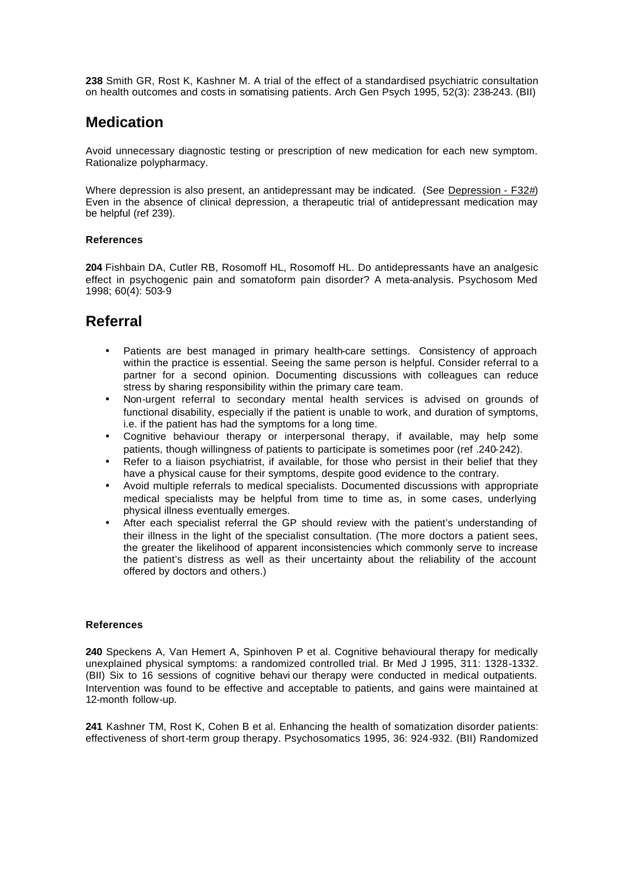**238** Smith GR, Rost K, Kashner M. A trial of the effect of a standardised psychiatric consultation on health outcomes and costs in somatising patients. Arch Gen Psych 1995, 52(3): 238-243. (BII)

## Medication

Avoid unnecessary diagnostic testing or prescription of new medication for each new symptom. Rationalize polypharmacy.

Where depression is also present, an antidepressant may be indicated. (See Depression - F32#) Even in the absence of clinical depression, a therapeutic trial of antidepressant medication may be helpful (ref 239).

#### References

**204** Fishbain DA, Cutler RB, Rosomoff HL, Rosomoff HL. Do antidepressants have an analgesic effect in psychogenic pain and somatoform pain disorder? A meta-analysis. Psychosom Med 1998; 60(4): 503-9

## Referral

- Patients are best managed in primary health-care settings. Consistency of approach within the practice is essential. Seeing the same person is helpful. Consider referral to a partner for a second opinion. Documenting discussions with colleagues can reduce stress by sharing responsibility within the primary care team.
- Non-urgent referral to secondary mental health services is advised on grounds of functional disability, especially if the patient is unable to work, and duration of symptoms, i.e. if the patient has had the symptoms for a long time.
- Cognitive behaviour therapy or interpersonal therapy, if available, may help some patients, though willingness of patients to participate is sometimes poor (ref .240-242).
- Refer to a liaison psychiatrist, if available, for those who persist in their belief that they have a physical cause for their symptoms, despite good evidence to the contrary.
- Avoid multiple referrals to medical specialists. Documented discussions with appropriate medical specialists may be helpful from time to time as, in some cases, underlying physical illness eventually emerges.
- After each specialist referral the GP should review with the patient's understanding of their illness in the light of the specialist consultation. (The more doctors a patient sees, the greater the likelihood of apparent inconsistencies which commonly serve to increase the patient's distress as well as their uncertainty about the reliability of the account offered by doctors and others.)

#### References

**240** Speckens A, Van Hemert A, Spinhoven P et al. Cognitive behavioural therapy for medically unexplained physical symptoms: a randomized controlled trial. Br Med J 1995, 311: 1328-1332. (BII) Six to 16 sessions of cognitive behaviour therapy were conducted in medical outpatients. Intervention was found to be effective and acceptable to patients, and gains were maintained at 12-month follow-up.

**241** Kashner TM, Rost K, Cohen B et al. Enhancing the health of somatization disorder patients: effectiveness of short-term group therapy. Psychosomatics 1995, 36: 924-932. (BII) Randomized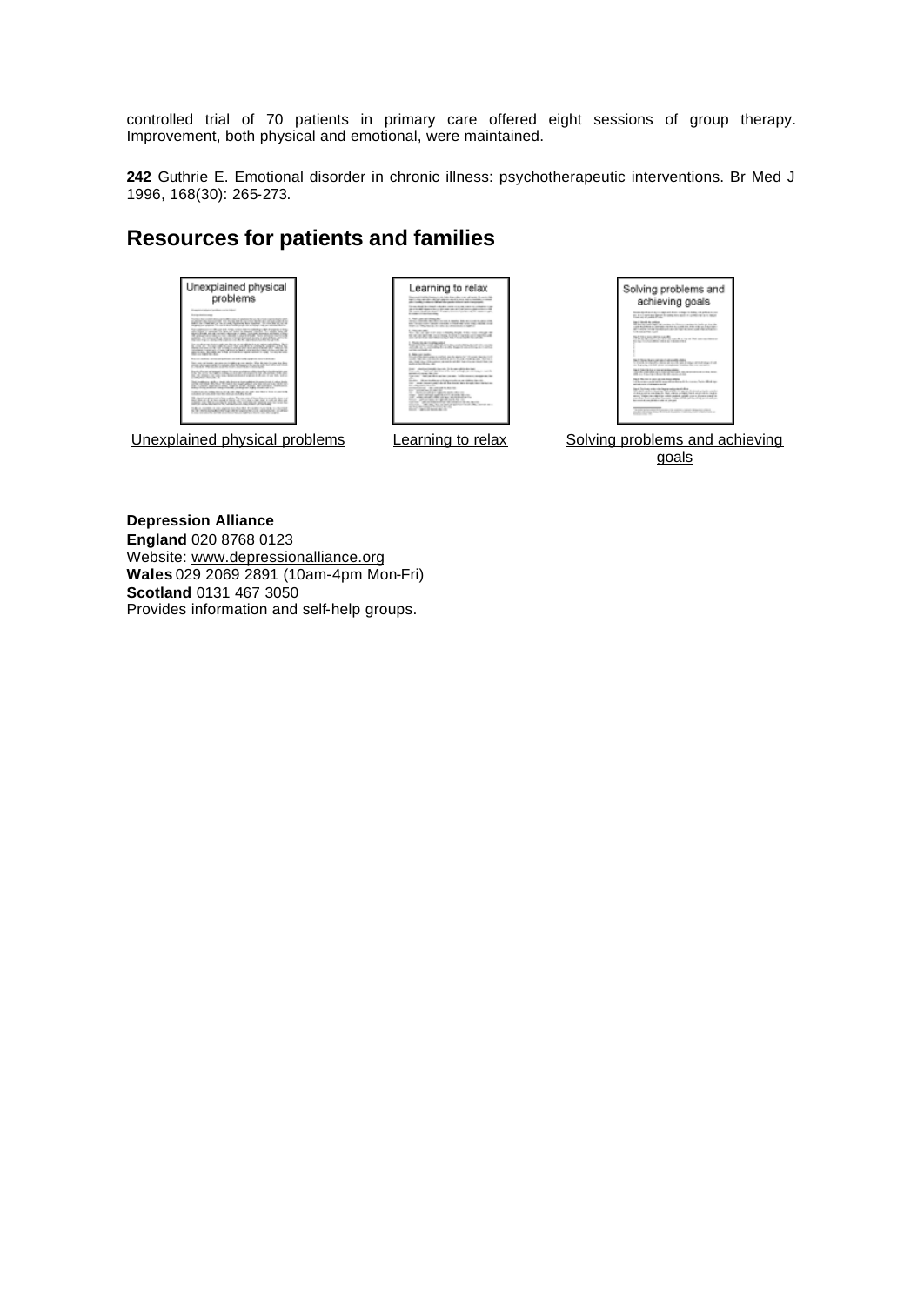controlled trial of 70 patients in primary care offered eight sessions of group therapy. Improvement, both physical and emotional, were maintained.

**242** Guthrie E. Emotional disorder in chronic illness: psychotherapeutic interventions. Br Med J 1996, 168(30): 265-273.

## Resources for patients and families

Unexplained physical problems

Learning to relax

Solving problems and achieving goals

**Depression Alliance**
**England** 020 8768 0123
Website: www.depressionalliance.org
**Wales** 029 2069 2891 (10am-4pm Mon-Fri)
**Scotland** 0131 467 3050
Provides information and self-help groups.